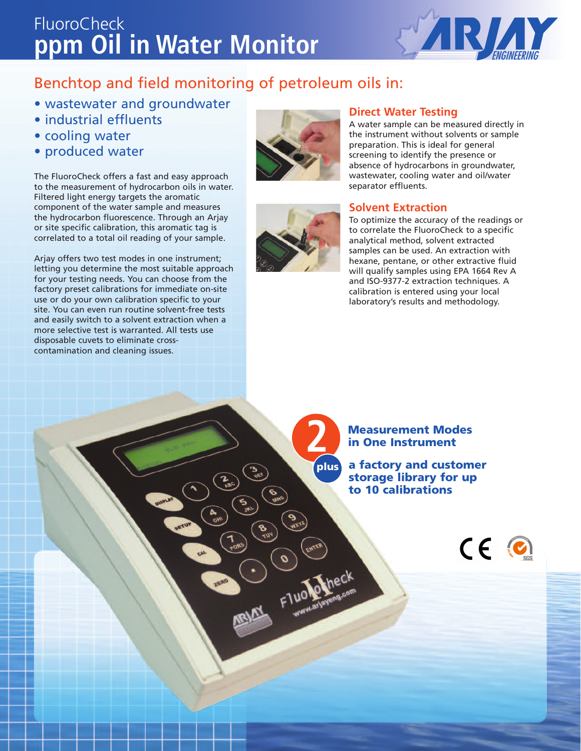# FluoroCheck
# ppm Oil in Water Monitor

## Benchtop and field monitoring of petroleum oils in:

- wastewater and groundwater
- industrial effluents
- cooling water
- produced water

The FluoroCheck offers a fast and easy approach to the measurement of hydrocarbon oils in water. Filtered light energy targets the aromatic component of the water sample and measures the hydrocarbon fluorescence. Through an Arjay or site specific calibration, this aromatic tag is correlated to a total oil reading of your sample.

Arjay offers two test modes in one instrument; letting you determine the most suitable approach for your testing needs. You can choose from the factory preset calibrations for immediate on-site use or do your own calibration specific to your site. You can even run routine solvent-free tests and easily switch to a solvent extraction when a more selective test is warranted. All tests use disposable cuvets to eliminate cross-contamination and cleaning issues.

### Direct Water Testing

A water sample can be measured directly in the instrument without solvents or sample preparation. This is ideal for general screening to identify the presence or absence of hydrocarbons in groundwater, wastewater, cooling water and oil/water separator effluents.

### Solvent Extraction

To optimize the accuracy of the readings or to correlate the FluoroCheck to a specific analytical method, solvent extracted samples can be used. An extraction with hexane, pentane, or other extractive fluid will qualify samples using EPA 1664 Rev A and ISO-9377-2 extraction techniques. A calibration is entered using your local laboratory's results and methodology.

**2 Measurement Modes in One Instrument**

**plus a factory and customer storage library for up to 10 calibrations**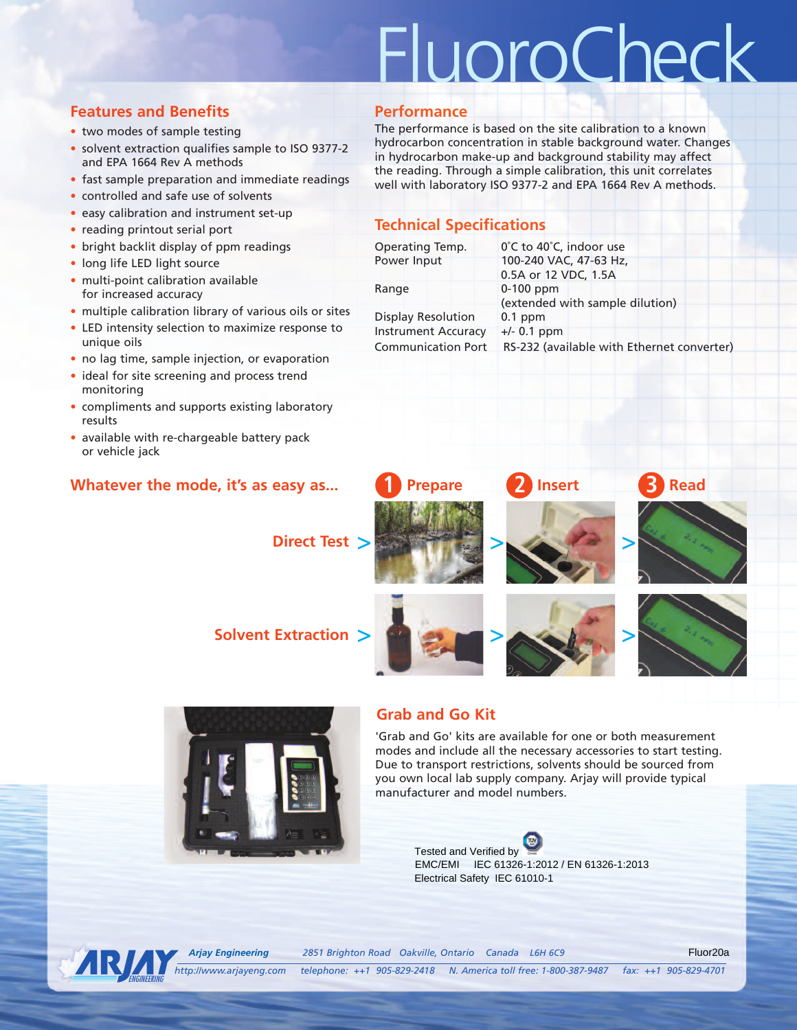# FluoroCheck

## Features and Benefits

- two modes of sample testing
- solvent extraction qualifies sample to ISO 9377-2 and EPA 1664 Rev A methods
- fast sample preparation and immediate readings
- controlled and safe use of solvents
- easy calibration and instrument set-up
- reading printout serial port
- bright backlit display of ppm readings
- long life LED light source
- multi-point calibration available for increased accuracy
- multiple calibration library of various oils or sites
- LED intensity selection to maximize response to unique oils
- no lag time, sample injection, or evaporation
- ideal for site screening and process trend monitoring
- compliments and supports existing laboratory results
- available with re-chargeable battery pack or vehicle jack

## Performance

The performance is based on the site calibration to a known hydrocarbon concentration in stable background water. Changes in hydrocarbon make-up and background stability may affect the reading. Through a simple calibration, this unit correlates well with laboratory ISO 9377-2 and EPA 1664 Rev A methods.

## Technical Specifications

| | |
|---|---|
| Operating Temp. | 0˚C to 40˚C, indoor use |
| Power Input | 100-240 VAC, 47-63 Hz, 0.5A or 12 VDC, 1.5A |
| Range | 0-100 ppm (extended with sample dilution) |
| Display Resolution | 0.1 ppm |
| Instrument Accuracy | +/- 0.1 ppm |
| Communication Port | RS-232 (available with Ethernet converter) |

## Whatever the mode, it's as easy as...

1 Prepare > 2 Insert > 3 Read

Direct Test >

Solvent Extraction >

## Grab and Go Kit

'Grab and Go' kits are available for one or both measurement modes and include all the necessary accessories to start testing. Due to transport restrictions, solvents should be sourced from you own local lab supply company. Arjay will provide typical manufacturer and model numbers.

Tested and Verified by
EMC/EMI IEC 61326-1:2012 / EN 61326-1:2013
Electrical Safety IEC 61010-1

*Arjay Engineering* 2851 Brighton Road Oakville, Ontario Canada L6H 6C9
http://www.arjayeng.com telephone: ++1 905-829-2418 N. America toll free: 1-800-387-9487 fax: ++1 905-829-4701

Fluor20a